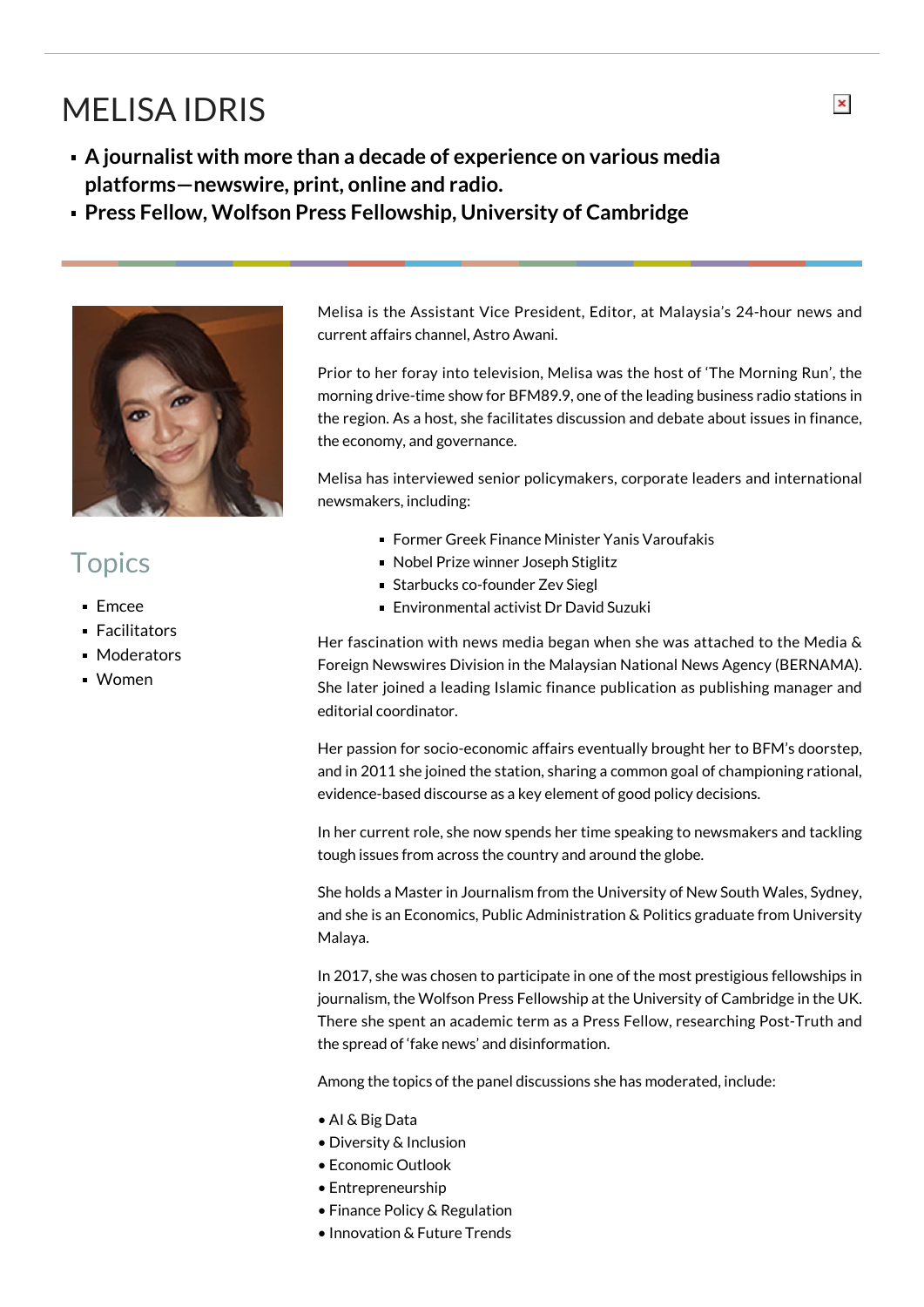# MELISA IDRIS

- **A journalist with more than a decade of experience on various media platforms—newswire, print, online and radio.**
- **Press Fellow, Wolfson Press Fellowship, University of Cambridge**

## Topics

- Emcee
- Facilitators
- Moderators
- Women

Melisa is the Assistant Vice President, Editor, at Malaysia's 24-hour news and current affairs channel, Astro Awani.

Prior to her foray into television, Melisa was the host of 'The Morning Run', the morning drive-time show for BFM89.9, one of the leading business radio stations in the region. As a host, she facilitates discussion and debate about issues in finance, the economy, and governance.

Melisa has interviewed senior policymakers, corporate leaders and international newsmakers, including:

- Former Greek Finance Minister Yanis Varoufakis
- Nobel Prize winner Joseph Stiglitz
- Starbucks co-founder Zev Siegl
- Environmental activist Dr David Suzuki

Her fascination with news media began when she was attached to the Media & Foreign Newswires Division in the Malaysian National News Agency (BERNAMA). She later joined a leading Islamic finance publication as publishing manager and editorial coordinator.

Her passion for socio-economic affairs eventually brought her to BFM's doorstep, and in 2011 she joined the station, sharing a common goal of championing rational, evidence-based discourse as a key element of good policy decisions.

In her current role, she now spends her time speaking to newsmakers and tackling tough issues from across the country and around the globe.

She holds a Master in Journalism from the University of New South Wales, Sydney, and she is an Economics, Public Administration & Politics graduate from University Malaya.

In 2017, she was chosen to participate in one of the most prestigious fellowships in journalism, the Wolfson Press Fellowship at the University of Cambridge in the UK. There she spent an academic term as a Press Fellow, researching Post-Truth and the spread of 'fake news' and disinformation.

Among the topics of the panel discussions she has moderated, include:

- AI & Big Data
- Diversity & Inclusion
- Economic Outlook
- Entrepreneurship
- Finance Policy & Regulation
- Innovation & Future Trends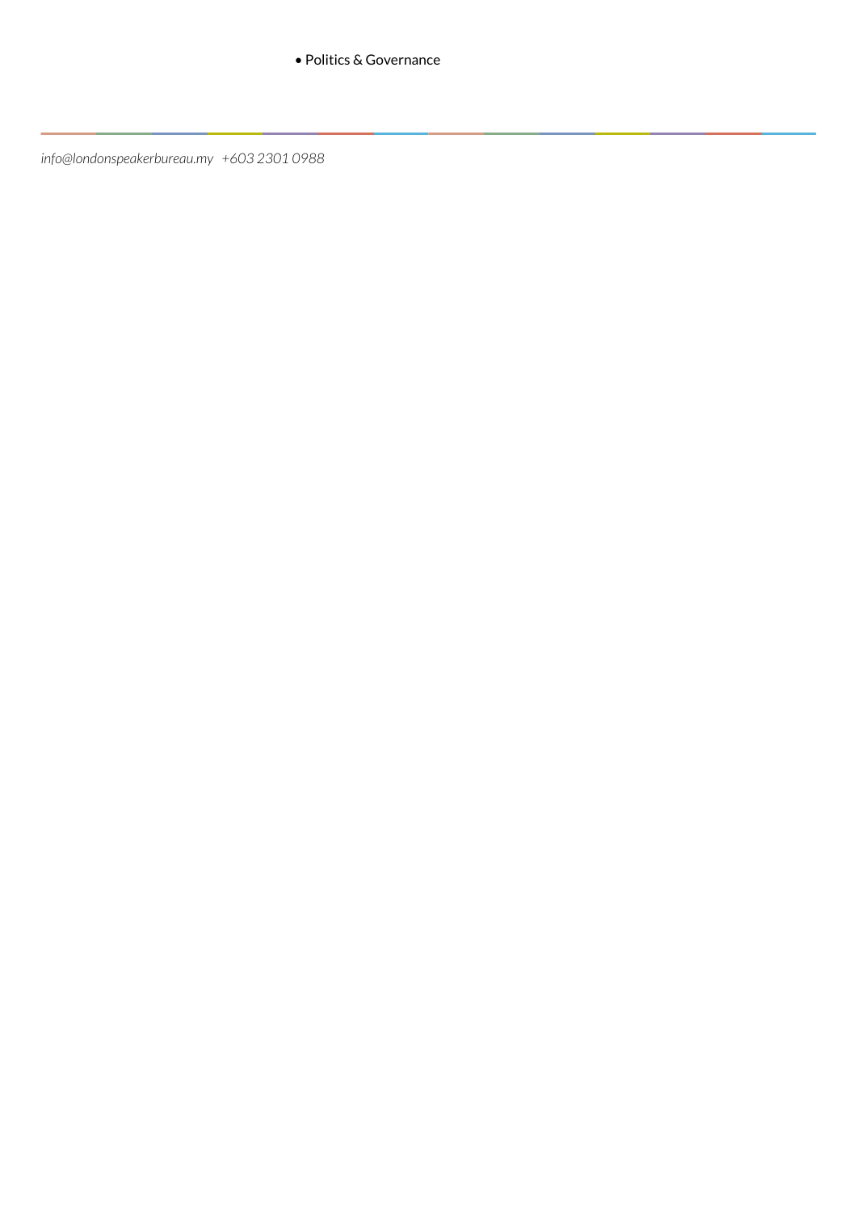- Politics & Governance

---

*info@londonspeakerbureau.my   +603 2301 0988*